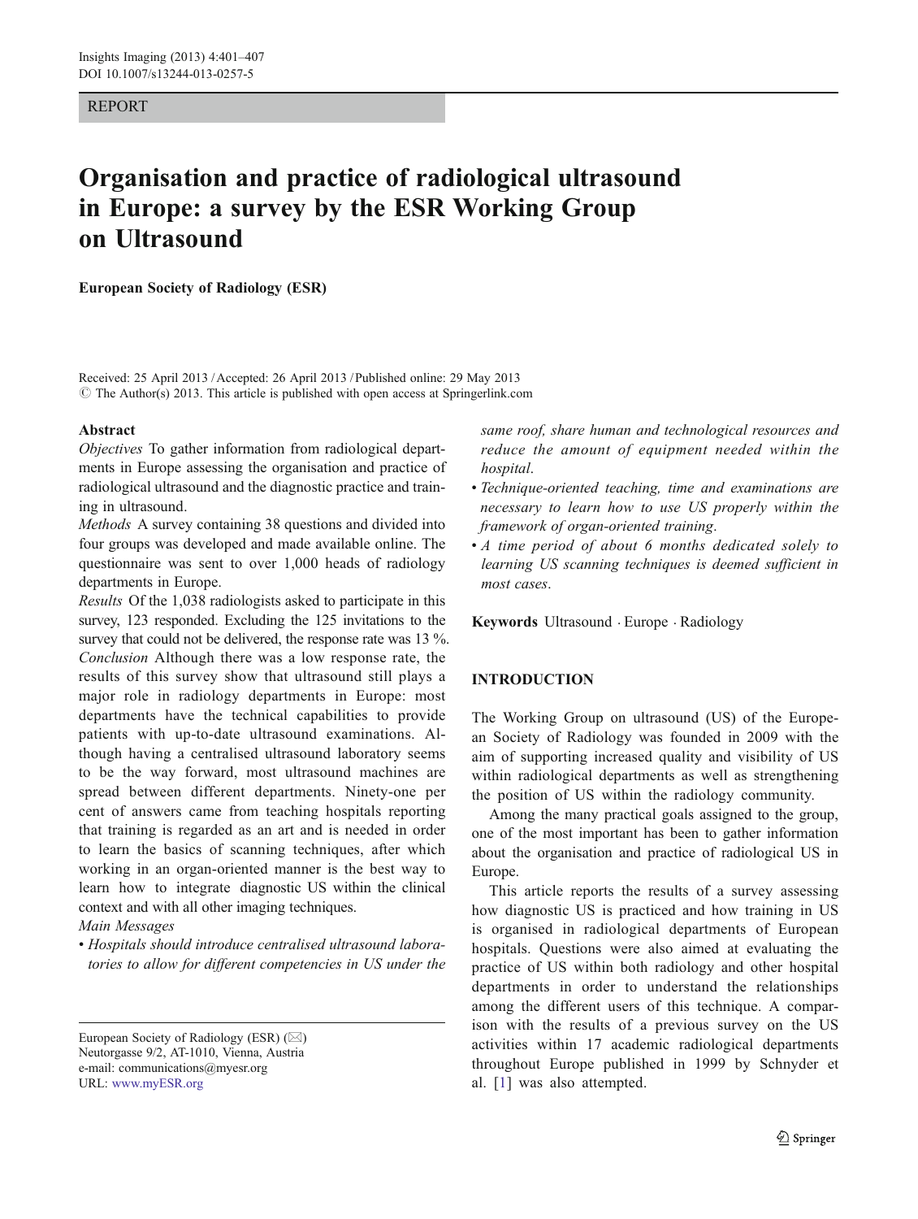REPORT

# Organisation and practice of radiological ultrasound in Europe: a survey by the ESR Working Group on Ultrasound

**European Society of Radiology (ESR)**

Received: 25 April 2013 / Accepted: 26 April 2013 / Published online: 29 May 2013
© The Author(s) 2013. This article is published with open access at Springerlink.com

## Abstract

*Objectives* To gather information from radiological departments in Europe assessing the organisation and practice of radiological ultrasound and the diagnostic practice and training in ultrasound.

*Methods* A survey containing 38 questions and divided into four groups was developed and made available online. The questionnaire was sent to over 1,000 heads of radiology departments in Europe.

*Results* Of the 1,038 radiologists asked to participate in this survey, 123 responded. Excluding the 125 invitations to the survey that could not be delivered, the response rate was 13 %.

*Conclusion* Although there was a low response rate, the results of this survey show that ultrasound still plays a major role in radiology departments in Europe: most departments have the technical capabilities to provide patients with up-to-date ultrasound examinations. Although having a centralised ultrasound laboratory seems to be the way forward, most ultrasound machines are spread between different departments. Ninety-one per cent of answers came from teaching hospitals reporting that training is regarded as an art and is needed in order to learn the basics of scanning techniques, after which working in an organ-oriented manner is the best way to learn how to integrate diagnostic US within the clinical context and with all other imaging techniques.

*Main Messages*

- *Hospitals should introduce centralised ultrasound laboratories to allow for different competencies in US under the same roof, share human and technological resources and reduce the amount of equipment needed within the hospital.*
- *Technique-oriented teaching, time and examinations are necessary to learn how to use US properly within the framework of organ-oriented training.*
- *A time period of about 6 months dedicated solely to learning US scanning techniques is deemed sufficient in most cases.*

**Keywords** Ultrasound · Europe · Radiology

European Society of Radiology (ESR) (✉)
Neutorgasse 9/2, AT-1010, Vienna, Austria
e-mail: communications@myesr.org
URL: www.myESR.org

## INTRODUCTION

The Working Group on ultrasound (US) of the European Society of Radiology was founded in 2009 with the aim of supporting increased quality and visibility of US within radiological departments as well as strengthening the position of US within the radiology community.

Among the many practical goals assigned to the group, one of the most important has been to gather information about the organisation and practice of radiological US in Europe.

This article reports the results of a survey assessing how diagnostic US is practiced and how training in US is organised in radiological departments of European hospitals. Questions were also aimed at evaluating the practice of US within both radiology and other hospital departments in order to understand the relationships among the different users of this technique. A comparison with the results of a previous survey on the US activities within 17 academic radiological departments throughout Europe published in 1999 by Schnyder et al. [1] was also attempted.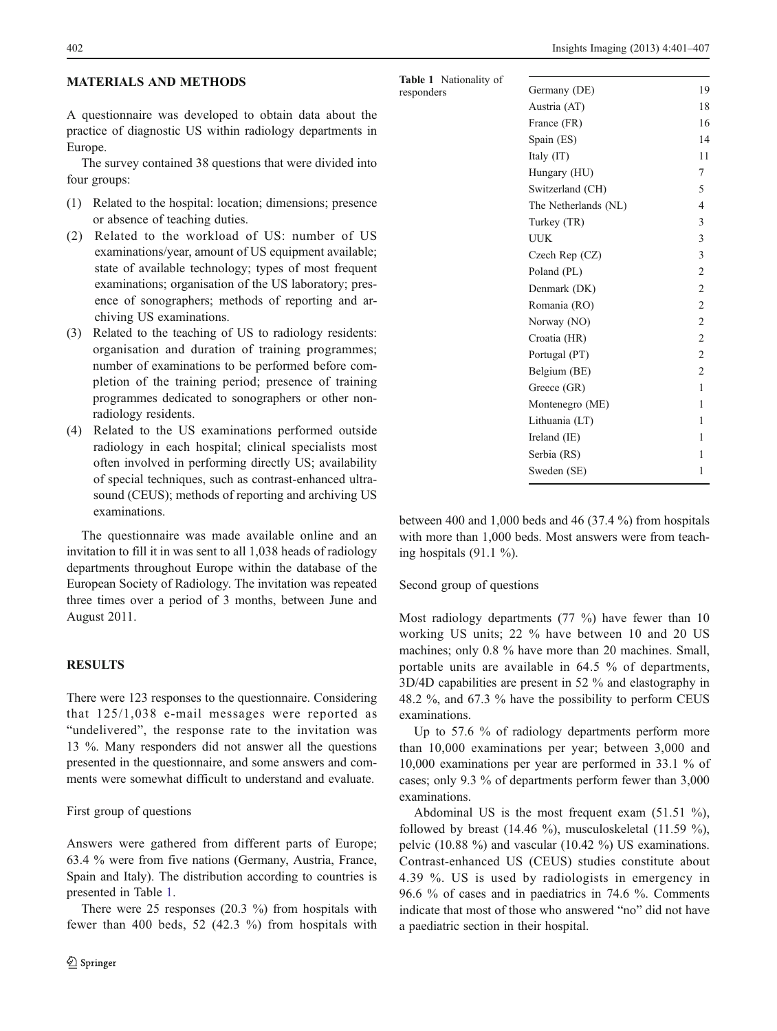## MATERIALS AND METHODS

A questionnaire was developed to obtain data about the practice of diagnostic US within radiology departments in Europe.

The survey contained 38 questions that were divided into four groups:

(1) Related to the hospital: location; dimensions; presence or absence of teaching duties.
(2) Related to the workload of US: number of US examinations/year, amount of US equipment available; state of available technology; types of most frequent examinations; organisation of the US laboratory; presence of sonographers; methods of reporting and archiving US examinations.
(3) Related to the teaching of US to radiology residents: organisation and duration of training programmes; number of examinations to be performed before completion of the training period; presence of training programmes dedicated to sonographers or other non-radiology residents.
(4) Related to the US examinations performed outside radiology in each hospital; clinical specialists most often involved in performing directly US; availability of special techniques, such as contrast-enhanced ultrasound (CEUS); methods of reporting and archiving US examinations.

The questionnaire was made available online and an invitation to fill it in was sent to all 1,038 heads of radiology departments throughout Europe within the database of the European Society of Radiology. The invitation was repeated three times over a period of 3 months, between June and August 2011.

## RESULTS

There were 123 responses to the questionnaire. Considering that 125/1,038 e-mail messages were reported as "undelivered", the response rate to the invitation was 13 %. Many responders did not answer all the questions presented in the questionnaire, and some answers and comments were somewhat difficult to understand and evaluate.

### First group of questions

Answers were gathered from different parts of Europe; 63.4 % were from five nations (Germany, Austria, France, Spain and Italy). The distribution according to countries is presented in Table 1.

Table 1 Nationality of responders

| | |
|---|---|
| Germany (DE) | 19 |
| Austria (AT) | 18 |
| France (FR) | 16 |
| Spain (ES) | 14 |
| Italy (IT) | 11 |
| Hungary (HU) | 7 |
| Switzerland (CH) | 5 |
| The Netherlands (NL) | 4 |
| Turkey (TR) | 3 |
| UUK | 3 |
| Czech Rep (CZ) | 3 |
| Poland (PL) | 2 |
| Denmark (DK) | 2 |
| Romania (RO) | 2 |
| Norway (NO) | 2 |
| Croatia (HR) | 2 |
| Portugal (PT) | 2 |
| Belgium (BE) | 2 |
| Greece (GR) | 1 |
| Montenegro (ME) | 1 |
| Lithuania (LT) | 1 |
| Ireland (IE) | 1 |
| Serbia (RS) | 1 |
| Sweden (SE) | 1 |

There were 25 responses (20.3 %) from hospitals with fewer than 400 beds, 52 (42.3 %) from hospitals with between 400 and 1,000 beds and 46 (37.4 %) from hospitals with more than 1,000 beds. Most answers were from teaching hospitals (91.1 %).

### Second group of questions

Most radiology departments (77 %) have fewer than 10 working US units; 22 % have between 10 and 20 US machines; only 0.8 % have more than 20 machines. Small, portable units are available in 64.5 % of departments, 3D/4D capabilities are present in 52 % and elastography in 48.2 %, and 67.3 % have the possibility to perform CEUS examinations.

Up to 57.6 % of radiology departments perform more than 10,000 examinations per year; between 3,000 and 10,000 examinations per year are performed in 33.1 % of cases; only 9.3 % of departments perform fewer than 3,000 examinations.

Abdominal US is the most frequent exam (51.51 %), followed by breast (14.46 %), musculoskeletal (11.59 %), pelvic (10.88 %) and vascular (10.42 %) US examinations. Contrast-enhanced US (CEUS) studies constitute about 4.39 %. US is used by radiologists in emergency in 96.6 % of cases and in paediatrics in 74.6 %. Comments indicate that most of those who answered "no" did not have a paediatric section in their hospital.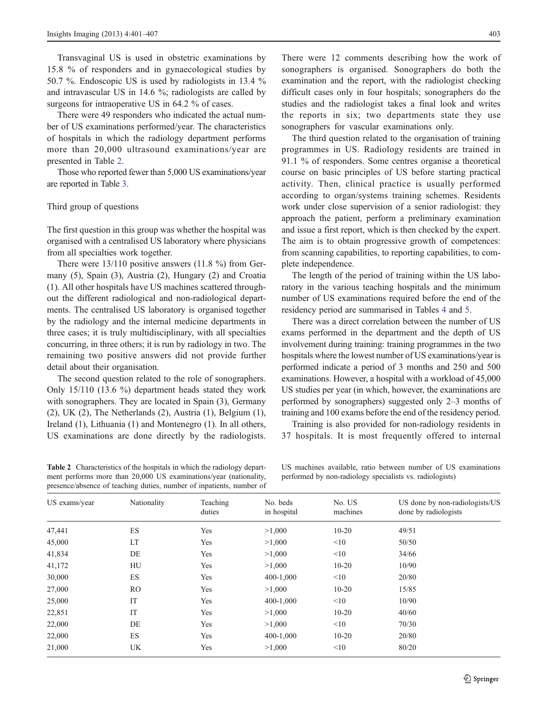Transvaginal US is used in obstetric examinations by 15.8 % of responders and in gynaecological studies by 50.7 %. Endoscopic US is used by radiologists in 13.4 % and intravascular US in 14.6 %; radiologists are called by surgeons for intraoperative US in 64.2 % of cases.

There were 49 responders who indicated the actual number of US examinations performed/year. The characteristics of hospitals in which the radiology department performs more than 20,000 ultrasound examinations/year are presented in Table 2.

Those who reported fewer than 5,000 US examinations/year are reported in Table 3.

### Third group of questions

The first question in this group was whether the hospital was organised with a centralised US laboratory where physicians from all specialties work together.

There were 13/110 positive answers (11.8 %) from Germany (5), Spain (3), Austria (2), Hungary (2) and Croatia (1). All other hospitals have US machines scattered throughout the different radiological and non-radiological departments. The centralised US laboratory is organised together by the radiology and the internal medicine departments in three cases; it is truly multidisciplinary, with all specialties concurring, in three others; it is run by radiology in two. The remaining two positive answers did not provide further detail about their organisation.

The second question related to the role of sonographers. Only 15/110 (13.6 %) department heads stated they work with sonographers. They are located in Spain (3), Germany (2), UK (2), The Netherlands (2), Austria (1), Belgium (1), Ireland (1), Lithuania (1) and Montenegro (1). In all others, US examinations are done directly by the radiologists. There were 12 comments describing how the work of sonographers is organised. Sonographers do both the examination and the report, with the radiologist checking difficult cases only in four hospitals; sonographers do the studies and the radiologist takes a final look and writes the reports in six; two departments state they use sonographers for vascular examinations only.

The third question related to the organisation of training programmes in US. Radiology residents are trained in 91.1 % of responders. Some centres organise a theoretical course on basic principles of US before starting practical activity. Then, clinical practice is usually performed according to organ/systems training schemes. Residents work under close supervision of a senior radiologist: they approach the patient, perform a preliminary examination and issue a first report, which is then checked by the expert. The aim is to obtain progressive growth of competences: from scanning capabilities, to reporting capabilities, to complete independence.

The length of the period of training within the US laboratory in the various teaching hospitals and the minimum number of US examinations required before the end of the residency period are summarised in Tables 4 and 5.

There was a direct correlation between the number of US exams performed in the department and the depth of US involvement during training: training programmes in the two hospitals where the lowest number of US examinations/year is performed indicate a period of 3 months and 250 and 500 examinations. However, a hospital with a workload of 45,000 US studies per year (in which, however, the examinations are performed by sonographers) suggested only 2–3 months of training and 100 exams before the end of the residency period.

Training is also provided for non-radiology residents in 37 hospitals. It is most frequently offered to internal

**Table 2** Characteristics of the hospitals in which the radiology department performs more than 20,000 US examinations/year (nationality, presence/absence of teaching duties, number of inpatients, number of US machines available, ratio between number of US examinations performed by non-radiology specialists vs. radiologists)

| US exams/year | Nationality | Teaching duties | No. beds in hospital | No. US machines | US done by non-radiologists/US done by radiologists |
|---|---|---|---|---|---|
| 47,441 | ES | Yes | >1,000 | 10-20 | 49/51 |
| 45,000 | LT | Yes | >1,000 | <10 | 50/50 |
| 41,834 | DE | Yes | >1,000 | <10 | 34/66 |
| 41,172 | HU | Yes | >1,000 | 10-20 | 10/90 |
| 30,000 | ES | Yes | 400-1,000 | <10 | 20/80 |
| 27,000 | RO | Yes | >1,000 | 10-20 | 15/85 |
| 25,000 | IT | Yes | 400-1,000 | <10 | 10/90 |
| 22,851 | IT | Yes | >1,000 | 10-20 | 40/60 |
| 22,000 | DE | Yes | >1,000 | <10 | 70/30 |
| 22,000 | ES | Yes | 400-1,000 | 10-20 | 20/80 |
| 21,000 | UK | Yes | >1,000 | <10 | 80/20 |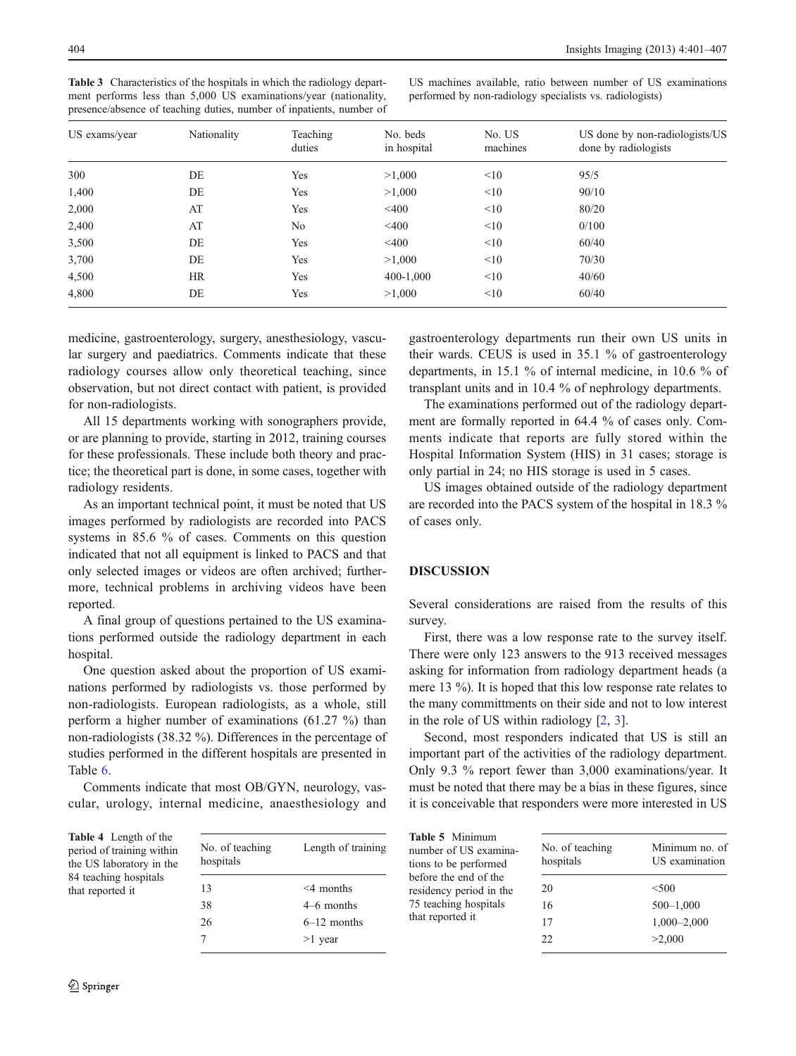**Table 3** Characteristics of the hospitals in which the radiology department performs less than 5,000 US examinations/year (nationality, presence/absence of teaching duties, number of inpatients, number of US machines available, ratio between number of US examinations performed by non-radiology specialists vs. radiologists)

| US exams/year | Nationality | Teaching duties | No. beds in hospital | No. US machines | US done by non-radiologists/US done by radiologists |
|---|---|---|---|---|---|
| 300 | DE | Yes | >1,000 | <10 | 95/5 |
| 1,400 | DE | Yes | >1,000 | <10 | 90/10 |
| 2,000 | AT | Yes | <400 | <10 | 80/20 |
| 2,400 | AT | No | <400 | <10 | 0/100 |
| 3,500 | DE | Yes | <400 | <10 | 60/40 |
| 3,700 | DE | Yes | >1,000 | <10 | 70/30 |
| 4,500 | HR | Yes | 400-1,000 | <10 | 40/60 |
| 4,800 | DE | Yes | >1,000 | <10 | 60/40 |

medicine, gastroenterology, surgery, anesthesiology, vascular surgery and paediatrics. Comments indicate that these radiology courses allow only theoretical teaching, since observation, but not direct contact with patient, is provided for non-radiologists.

All 15 departments working with sonographers provide, or are planning to provide, starting in 2012, training courses for these professionals. These include both theory and practice; the theoretical part is done, in some cases, together with radiology residents.

As an important technical point, it must be noted that US images performed by radiologists are recorded into PACS systems in 85.6 % of cases. Comments on this question indicated that not all equipment is linked to PACS and that only selected images or videos are often archived; furthermore, technical problems in archiving videos have been reported.

A final group of questions pertained to the US examinations performed outside the radiology department in each hospital.

One question asked about the proportion of US examinations performed by radiologists vs. those performed by non-radiologists. European radiologists, as a whole, still perform a higher number of examinations (61.27 %) than non-radiologists (38.32 %). Differences in the percentage of studies performed in the different hospitals are presented in Table 6.

Comments indicate that most OB/GYN, neurology, vascular, urology, internal medicine, anaesthesiology and gastroenterology departments run their own US units in their wards. CEUS is used in 35.1 % of gastroenterology departments, in 15.1 % of internal medicine, in 10.6 % of transplant units and in 10.4 % of nephrology departments.

The examinations performed out of the radiology department are formally reported in 64.4 % of cases only. Comments indicate that reports are fully stored within the Hospital Information System (HIS) in 31 cases; storage is only partial in 24; no HIS storage is used in 5 cases.

US images obtained outside of the radiology department are recorded into the PACS system of the hospital in 18.3 % of cases only.

## DISCUSSION

Several considerations are raised from the results of this survey.

First, there was a low response rate to the survey itself. There were only 123 answers to the 913 received messages asking for information from radiology department heads (a mere 13 %). It is hoped that this low response rate relates to the many committments on their side and not to low interest in the role of US within radiology [2, 3].

Second, most responders indicated that US is still an important part of the activities of the radiology department. Only 9.3 % report fewer than 3,000 examinations/year. It must be noted that there may be a bias in these figures, since it is conceivable that responders were more interested in US

**Table 4** Length of the period of training within the US laboratory in the 84 teaching hospitals that reported it

| No. of teaching hospitals | Length of training |
|---|---|
| 13 | <4 months |
| 38 | 4–6 months |
| 26 | 6–12 months |
| 7 | >1 year |

**Table 5** Minimum number of US examinations to be performed before the end of the residency period in the 75 teaching hospitals that reported it

| No. of teaching hospitals | Minimum no. of US examination |
|---|---|
| 20 | <500 |
| 16 | 500–1,000 |
| 17 | 1,000–2,000 |
| 22 | >2,000 |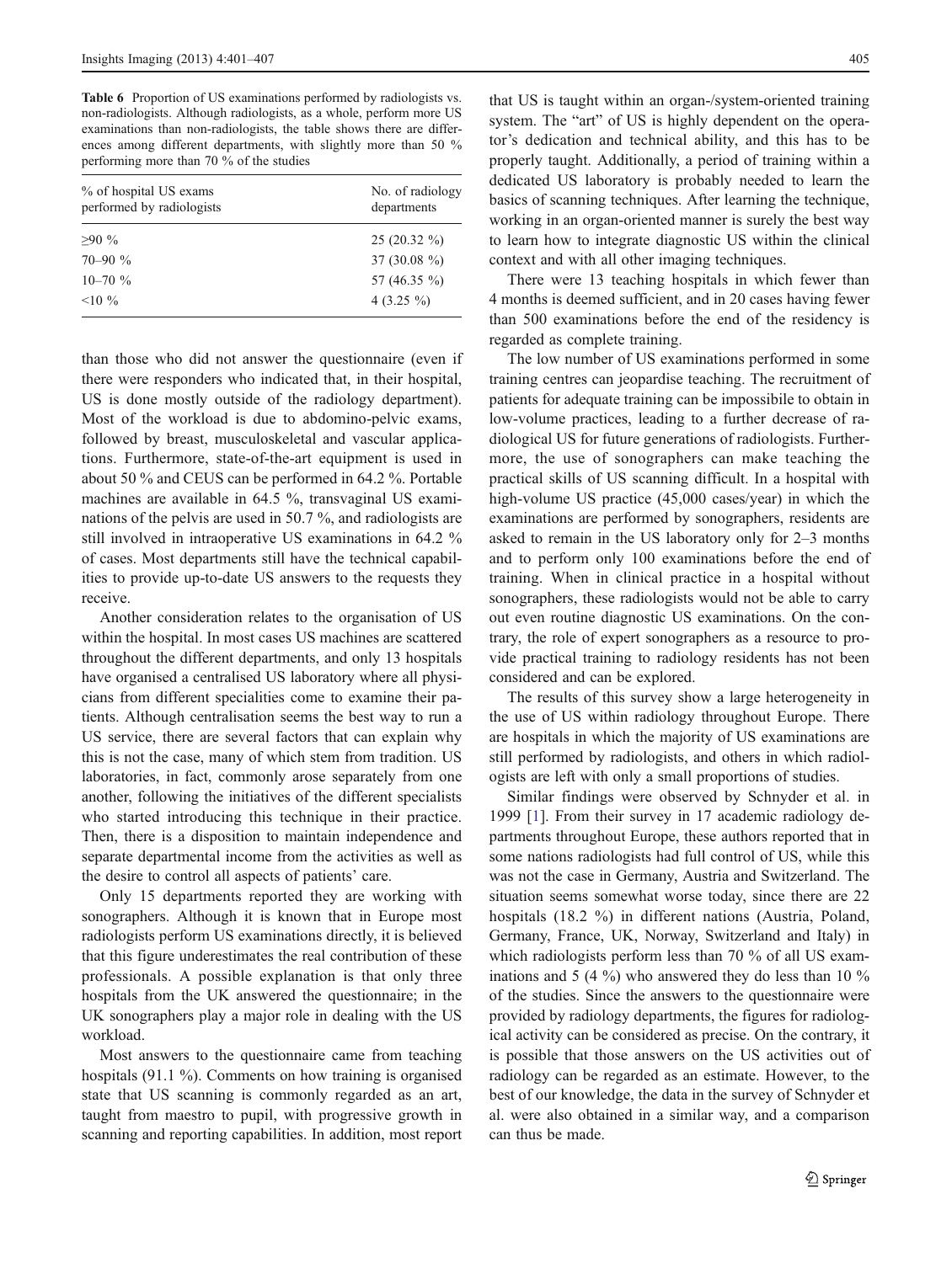**Table 6** Proportion of US examinations performed by radiologists vs. non-radiologists. Although radiologists, as a whole, perform more US examinations than non-radiologists, the table shows there are differences among different departments, with slightly more than 50 % performing more than 70 % of the studies

| % of hospital US exams performed by radiologists | No. of radiology departments |
|---|---|
| ≥90 % | 25 (20.32 %) |
| 70–90 % | 37 (30.08 %) |
| 10–70 % | 57 (46.35 %) |
| <10 % | 4 (3.25 %) |

than those who did not answer the questionnaire (even if there were responders who indicated that, in their hospital, US is done mostly outside of the radiology department). Most of the workload is due to abdomino-pelvic exams, followed by breast, musculoskeletal and vascular applications. Furthermore, state-of-the-art equipment is used in about 50 % and CEUS can be performed in 64.2 %. Portable machines are available in 64.5 %, transvaginal US examinations of the pelvis are used in 50.7 %, and radiologists are still involved in intraoperative US examinations in 64.2 % of cases. Most departments still have the technical capabilities to provide up-to-date US answers to the requests they receive.

Another consideration relates to the organisation of US within the hospital. In most cases US machines are scattered throughout the different departments, and only 13 hospitals have organised a centralised US laboratory where all physicians from different specialities come to examine their patients. Although centralisation seems the best way to run a US service, there are several factors that can explain why this is not the case, many of which stem from tradition. US laboratories, in fact, commonly arose separately from one another, following the initiatives of the different specialists who started introducing this technique in their practice. Then, there is a disposition to maintain independence and separate departmental income from the activities as well as the desire to control all aspects of patients' care.

Only 15 departments reported they are working with sonographers. Although it is known that in Europe most radiologists perform US examinations directly, it is believed that this figure underestimates the real contribution of these professionals. A possible explanation is that only three hospitals from the UK answered the questionnaire; in the UK sonographers play a major role in dealing with the US workload.

Most answers to the questionnaire came from teaching hospitals (91.1 %). Comments on how training is organised state that US scanning is commonly regarded as an art, taught from maestro to pupil, with progressive growth in scanning and reporting capabilities. In addition, most report that US is taught within an organ-/system-oriented training system. The "art" of US is highly dependent on the operator's dedication and technical ability, and this has to be properly taught. Additionally, a period of training within a dedicated US laboratory is probably needed to learn the basics of scanning techniques. After learning the technique, working in an organ-oriented manner is surely the best way to learn how to integrate diagnostic US within the clinical context and with all other imaging techniques.

There were 13 teaching hospitals in which fewer than 4 months is deemed sufficient, and in 20 cases having fewer than 500 examinations before the end of the residency is regarded as complete training.

The low number of US examinations performed in some training centres can jeopardise teaching. The recruitment of patients for adequate training can be impossibile to obtain in low-volume practices, leading to a further decrease of radiological US for future generations of radiologists. Furthermore, the use of sonographers can make teaching the practical skills of US scanning difficult. In a hospital with high-volume US practice (45,000 cases/year) in which the examinations are performed by sonographers, residents are asked to remain in the US laboratory only for 2–3 months and to perform only 100 examinations before the end of training. When in clinical practice in a hospital without sonographers, these radiologists would not be able to carry out even routine diagnostic US examinations. On the contrary, the role of expert sonographers as a resource to provide practical training to radiology residents has not been considered and can be explored.

The results of this survey show a large heterogeneity in the use of US within radiology throughout Europe. There are hospitals in which the majority of US examinations are still performed by radiologists, and others in which radiologists are left with only a small proportions of studies.

Similar findings were observed by Schnyder et al. in 1999 [1]. From their survey in 17 academic radiology departments throughout Europe, these authors reported that in some nations radiologists had full control of US, while this was not the case in Germany, Austria and Switzerland. The situation seems somewhat worse today, since there are 22 hospitals (18.2 %) in different nations (Austria, Poland, Germany, France, UK, Norway, Switzerland and Italy) in which radiologists perform less than 70 % of all US examinations and 5 (4 %) who answered they do less than 10 % of the studies. Since the answers to the questionnaire were provided by radiology departments, the figures for radiological activity can be considered as precise. On the contrary, it is possible that those answers on the US activities out of radiology can be regarded as an estimate. However, to the best of our knowledge, the data in the survey of Schnyder et al. were also obtained in a similar way, and a comparison can thus be made.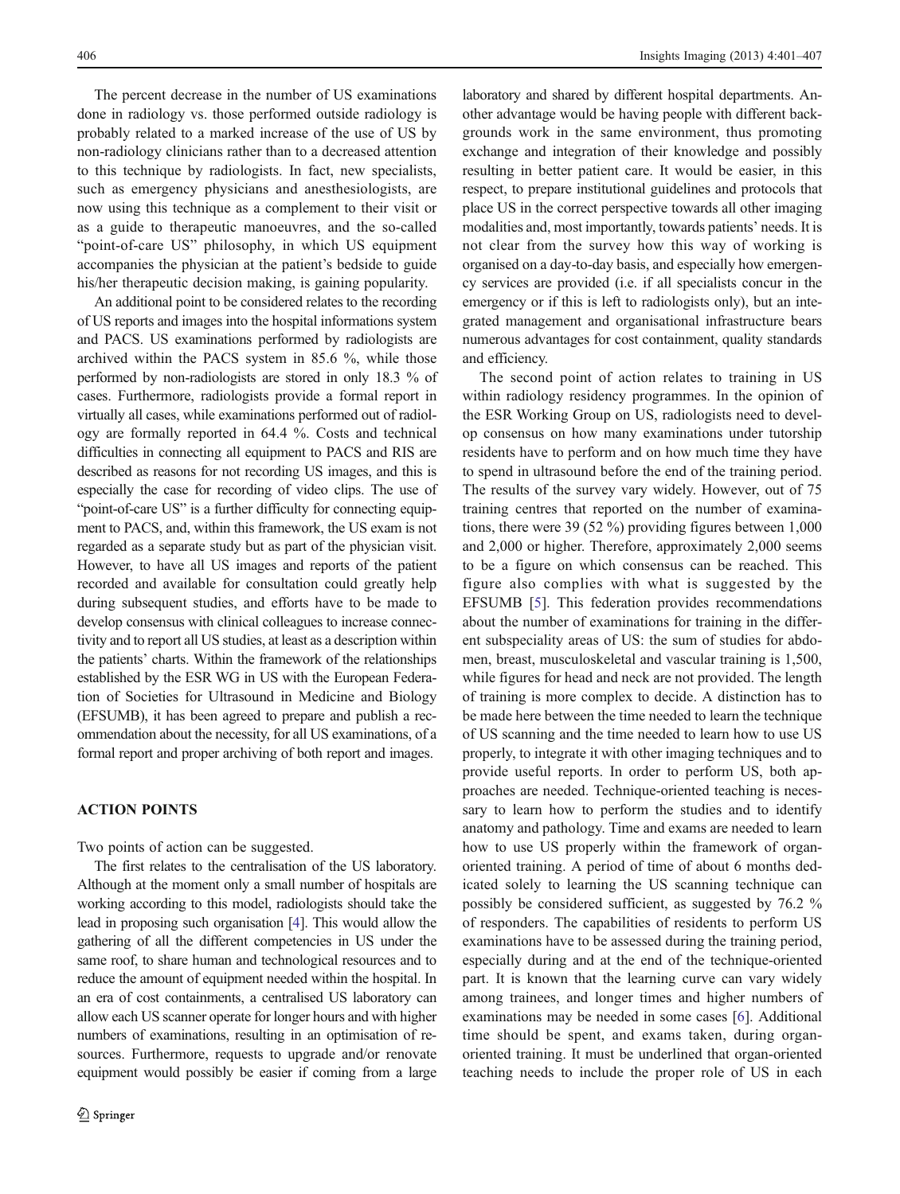The percent decrease in the number of US examinations done in radiology vs. those performed outside radiology is probably related to a marked increase of the use of US by non-radiology clinicians rather than to a decreased attention to this technique by radiologists. In fact, new specialists, such as emergency physicians and anesthesiologists, are now using this technique as a complement to their visit or as a guide to therapeutic manoeuvres, and the so-called "point-of-care US" philosophy, in which US equipment accompanies the physician at the patient's bedside to guide his/her therapeutic decision making, is gaining popularity.

An additional point to be considered relates to the recording of US reports and images into the hospital informations system and PACS. US examinations performed by radiologists are archived within the PACS system in 85.6 %, while those performed by non-radiologists are stored in only 18.3 % of cases. Furthermore, radiologists provide a formal report in virtually all cases, while examinations performed out of radiology are formally reported in 64.4 %. Costs and technical difficulties in connecting all equipment to PACS and RIS are described as reasons for not recording US images, and this is especially the case for recording of video clips. The use of "point-of-care US" is a further difficulty for connecting equipment to PACS, and, within this framework, the US exam is not regarded as a separate study but as part of the physician visit. However, to have all US images and reports of the patient recorded and available for consultation could greatly help during subsequent studies, and efforts have to be made to develop consensus with clinical colleagues to increase connectivity and to report all US studies, at least as a description within the patients' charts. Within the framework of the relationships established by the ESR WG in US with the European Federation of Societies for Ultrasound in Medicine and Biology (EFSUMB), it has been agreed to prepare and publish a recommendation about the necessity, for all US examinations, of a formal report and proper archiving of both report and images.

## ACTION POINTS

Two points of action can be suggested.

The first relates to the centralisation of the US laboratory. Although at the moment only a small number of hospitals are working according to this model, radiologists should take the lead in proposing such organisation [4]. This would allow the gathering of all the different competencies in US under the same roof, to share human and technological resources and to reduce the amount of equipment needed within the hospital. In an era of cost containments, a centralised US laboratory can allow each US scanner operate for longer hours and with higher numbers of examinations, resulting in an optimisation of resources. Furthermore, requests to upgrade and/or renovate equipment would possibly be easier if coming from a large laboratory and shared by different hospital departments. Another advantage would be having people with different backgrounds work in the same environment, thus promoting exchange and integration of their knowledge and possibly resulting in better patient care. It would be easier, in this respect, to prepare institutional guidelines and protocols that place US in the correct perspective towards all other imaging modalities and, most importantly, towards patients' needs. It is not clear from the survey how this way of working is organised on a day-to-day basis, and especially how emergency services are provided (i.e. if all specialists concur in the emergency or if this is left to radiologists only), but an integrated management and organisational infrastructure bears numerous advantages for cost containment, quality standards and efficiency.

The second point of action relates to training in US within radiology residency programmes. In the opinion of the ESR Working Group on US, radiologists need to develop consensus on how many examinations under tutorship residents have to perform and on how much time they have to spend in ultrasound before the end of the training period. The results of the survey vary widely. However, out of 75 training centres that reported on the number of examinations, there were 39 (52 %) providing figures between 1,000 and 2,000 or higher. Therefore, approximately 2,000 seems to be a figure on which consensus can be reached. This figure also complies with what is suggested by the EFSUMB [5]. This federation provides recommendations about the number of examinations for training in the different subspeciality areas of US: the sum of studies for abdomen, breast, musculoskeletal and vascular training is 1,500, while figures for head and neck are not provided. The length of training is more complex to decide. A distinction has to be made here between the time needed to learn the technique of US scanning and the time needed to learn how to use US properly, to integrate it with other imaging techniques and to provide useful reports. In order to perform US, both approaches are needed. Technique-oriented teaching is necessary to learn how to perform the studies and to identify anatomy and pathology. Time and exams are needed to learn how to use US properly within the framework of organ-oriented training. A period of time of about 6 months dedicated solely to learning the US scanning technique can possibly be considered sufficient, as suggested by 76.2 % of responders. The capabilities of residents to perform US examinations have to be assessed during the training period, especially during and at the end of the technique-oriented part. It is known that the learning curve can vary widely among trainees, and longer times and higher numbers of examinations may be needed in some cases [6]. Additional time should be spent, and exams taken, during organ-oriented training. It must be underlined that organ-oriented teaching needs to include the proper role of US in each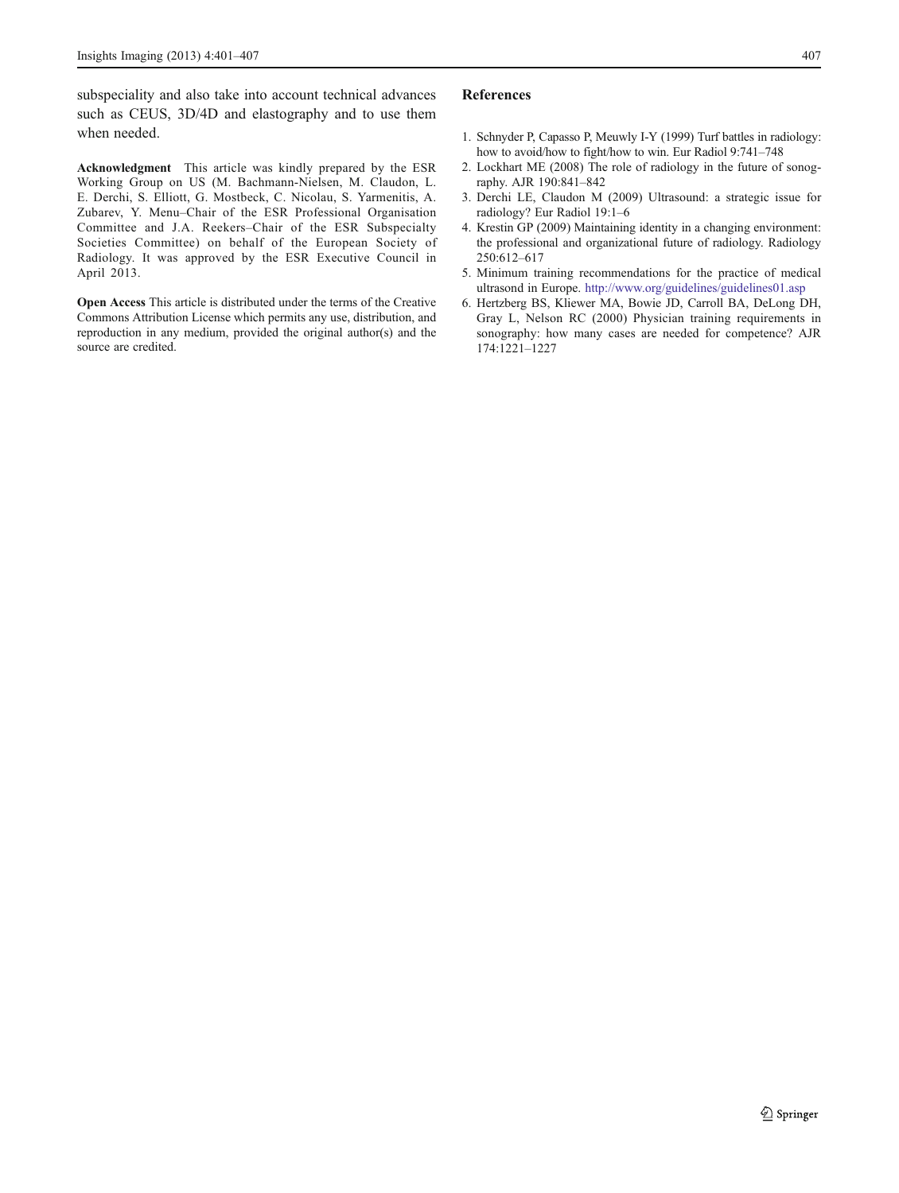subspeciality and also take into account technical advances such as CEUS, 3D/4D and elastography and to use them when needed.

**Acknowledgment** This article was kindly prepared by the ESR Working Group on US (M. Bachmann-Nielsen, M. Claudon, L. E. Derchi, S. Elliott, G. Mostbeck, C. Nicolau, S. Yarmenitis, A. Zubarev, Y. Menu–Chair of the ESR Professional Organisation Committee and J.A. Reekers–Chair of the ESR Subspecialty Societies Committee) on behalf of the European Society of Radiology. It was approved by the ESR Executive Council in April 2013.

**Open Access** This article is distributed under the terms of the Creative Commons Attribution License which permits any use, distribution, and reproduction in any medium, provided the original author(s) and the source are credited.

## References

1. Schnyder P, Capasso P, Meuwly I-Y (1999) Turf battles in radiology: how to avoid/how to fight/how to win. Eur Radiol 9:741–748
2. Lockhart ME (2008) The role of radiology in the future of sonography. AJR 190:841–842
3. Derchi LE, Claudon M (2009) Ultrasound: a strategic issue for radiology? Eur Radiol 19:1–6
4. Krestin GP (2009) Maintaining identity in a changing environment: the professional and organizational future of radiology. Radiology 250:612–617
5. Minimum training recommendations for the practice of medical ultrasond in Europe. http://www.org/guidelines/guidelines01.asp
6. Hertzberg BS, Kliewer MA, Bowie JD, Carroll BA, DeLong DH, Gray L, Nelson RC (2000) Physician training requirements in sonography: how many cases are needed for competence? AJR 174:1221–1227